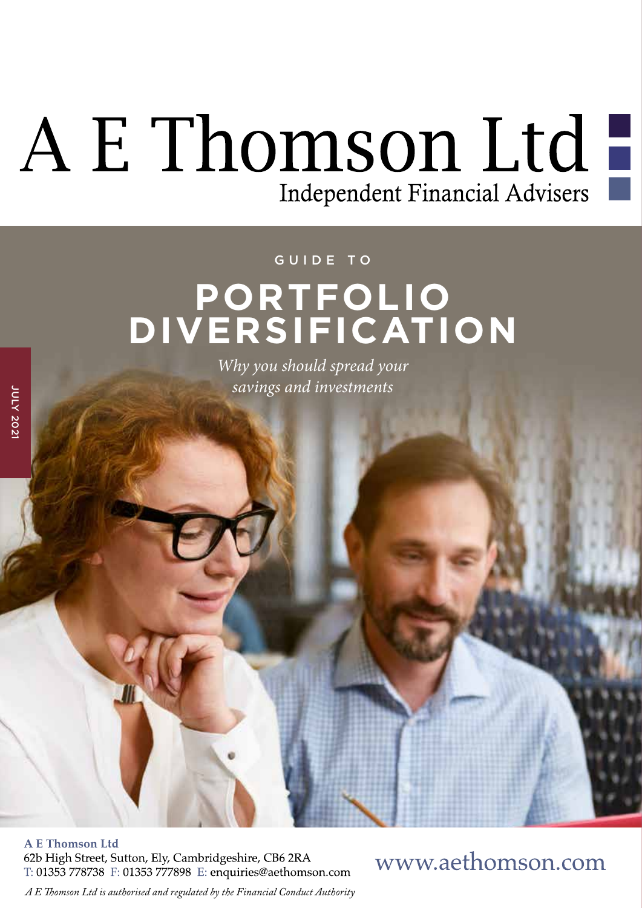# A E Thomson Ltd

Independent Financial Advisers

GUIDE TO

# PORTFOLIO DIVERSIFICATION

*Why you should spread your savings and investments*

JULY 2021

**A E Thomson Ltd**
62b High Street, Sutton, Ely, Cambridgeshire, CB6 2RA
T: 01353 778738 F: 01353 777898 E: enquiries@aethomson.com

www.aethomson.com

*A E Thomson Ltd is authorised and regulated by the Financial Conduct Authority*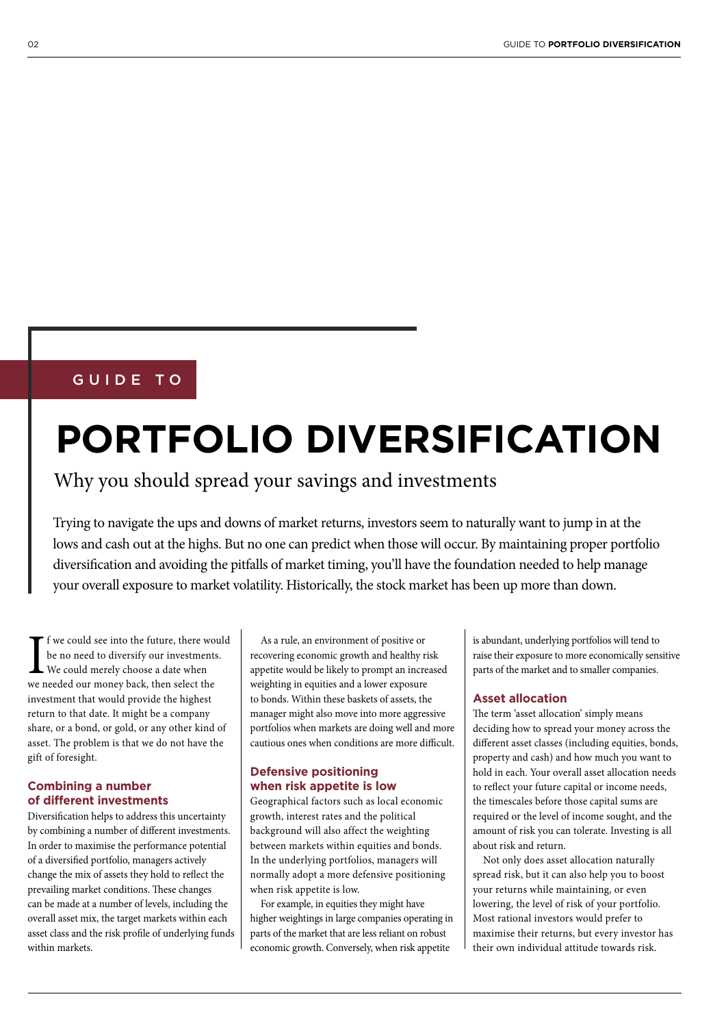GUIDE TO

# PORTFOLIO DIVERSIFICATION

## Why you should spread your savings and investments

Trying to navigate the ups and downs of market returns, investors seem to naturally want to jump in at the lows and cash out at the highs. But no one can predict when those will occur. By maintaining proper portfolio diversification and avoiding the pitfalls of market timing, you'll have the foundation needed to help manage your overall exposure to market volatility. Historically, the stock market has been up more than down.

If we could see into the future, there would be no need to diversify our investments. We could merely choose a date when we needed our money back, then select the investment that would provide the highest return to that date. It might be a company share, or a bond, or gold, or any other kind of asset. The problem is that we do not have the gift of foresight.

### Combining a number of different investments

Diversification helps to address this uncertainty by combining a number of different investments. In order to maximise the performance potential of a diversified portfolio, managers actively change the mix of assets they hold to reflect the prevailing market conditions. These changes can be made at a number of levels, including the overall asset mix, the target markets within each asset class and the risk profile of underlying funds within markets.

As a rule, an environment of positive or recovering economic growth and healthy risk appetite would be likely to prompt an increased weighting in equities and a lower exposure to bonds. Within these baskets of assets, the manager might also move into more aggressive portfolios when markets are doing well and more cautious ones when conditions are more difficult.

### Defensive positioning when risk appetite is low

Geographical factors such as local economic growth, interest rates and the political background will also affect the weighting between markets within equities and bonds. In the underlying portfolios, managers will normally adopt a more defensive positioning when risk appetite is low.

For example, in equities they might have higher weightings in large companies operating in parts of the market that are less reliant on robust economic growth. Conversely, when risk appetite is abundant, underlying portfolios will tend to raise their exposure to more economically sensitive parts of the market and to smaller companies.

### Asset allocation

The term 'asset allocation' simply means deciding how to spread your money across the different asset classes (including equities, bonds, property and cash) and how much you want to hold in each. Your overall asset allocation needs to reflect your future capital or income needs, the timescales before those capital sums are required or the level of income sought, and the amount of risk you can tolerate. Investing is all about risk and return.

Not only does asset allocation naturally spread risk, but it can also help you to boost your returns while maintaining, or even lowering, the level of risk of your portfolio. Most rational investors would prefer to maximise their returns, but every investor has their own individual attitude towards risk.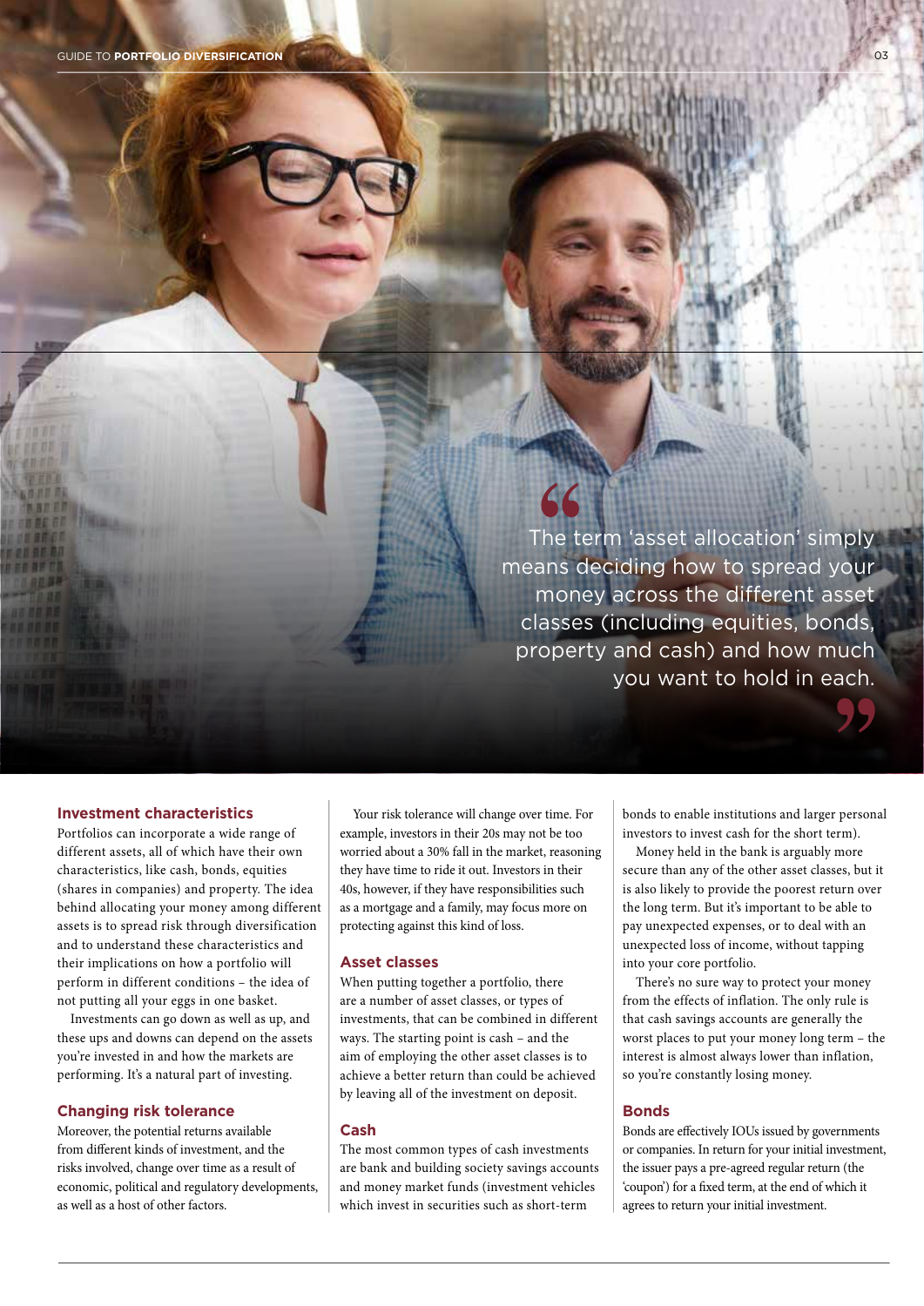> The term 'asset allocation' simply means deciding how to spread your money across the different asset classes (including equities, bonds, property and cash) and how much you want to hold in each.

## Investment characteristics

Portfolios can incorporate a wide range of different assets, all of which have their own characteristics, like cash, bonds, equities (shares in companies) and property. The idea behind allocating your money among different assets is to spread risk through diversification and to understand these characteristics and their implications on how a portfolio will perform in different conditions – the idea of not putting all your eggs in one basket.

Investments can go down as well as up, and these ups and downs can depend on the assets you're invested in and how the markets are performing. It's a natural part of investing.

## Changing risk tolerance

Moreover, the potential returns available from different kinds of investment, and the risks involved, change over time as a result of economic, political and regulatory developments, as well as a host of other factors.

Your risk tolerance will change over time. For example, investors in their 20s may not be too worried about a 30% fall in the market, reasoning they have time to ride it out. Investors in their 40s, however, if they have responsibilities such as a mortgage and a family, may focus more on protecting against this kind of loss.

## Asset classes

When putting together a portfolio, there are a number of asset classes, or types of investments, that can be combined in different ways. The starting point is cash – and the aim of employing the other asset classes is to achieve a better return than could be achieved by leaving all of the investment on deposit.

## Cash

The most common types of cash investments are bank and building society savings accounts and money market funds (investment vehicles which invest in securities such as short-term bonds to enable institutions and larger personal investors to invest cash for the short term).

Money held in the bank is arguably more secure than any of the other asset classes, but it is also likely to provide the poorest return over the long term. But it's important to be able to pay unexpected expenses, or to deal with an unexpected loss of income, without tapping into your core portfolio.

There's no sure way to protect your money from the effects of inflation. The only rule is that cash savings accounts are generally the worst places to put your money long term – the interest is almost always lower than inflation, so you're constantly losing money.

## Bonds

Bonds are effectively IOUs issued by governments or companies. In return for your initial investment, the issuer pays a pre-agreed regular return (the 'coupon') for a fixed term, at the end of which it agrees to return your initial investment.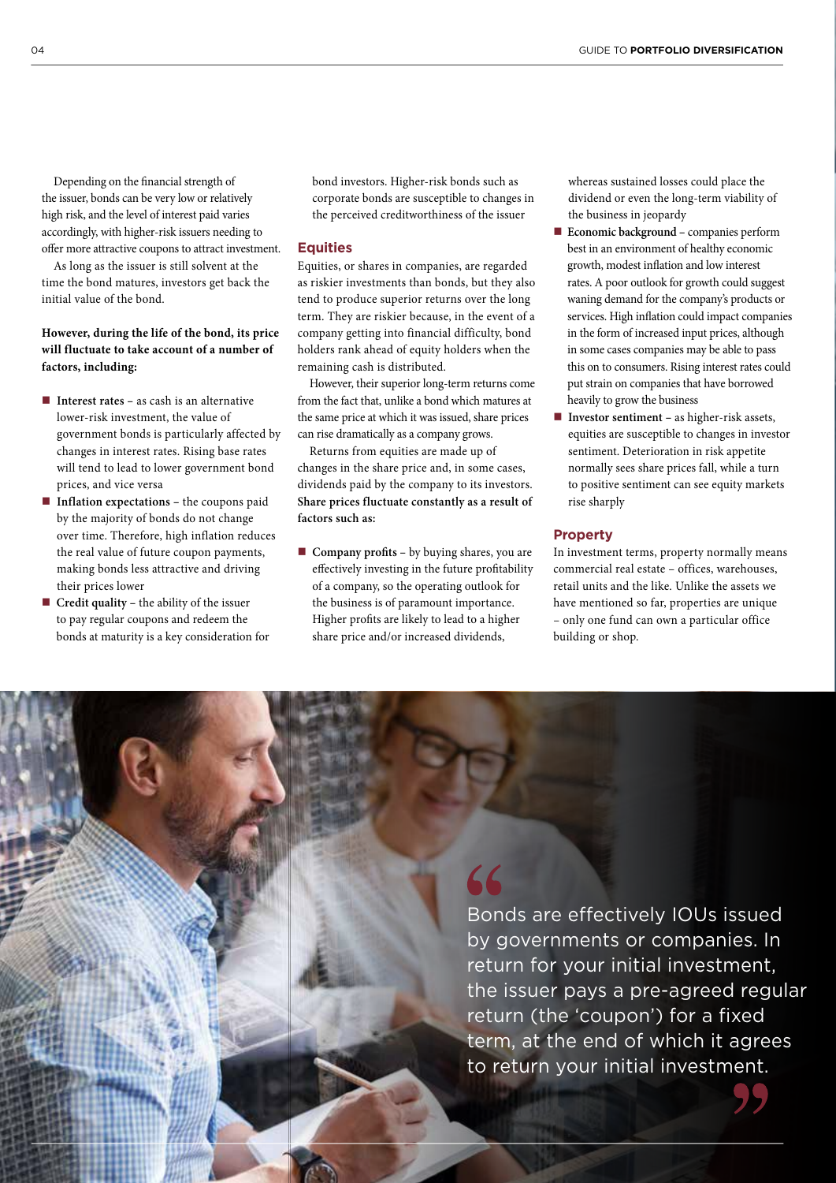Depending on the financial strength of the issuer, bonds can be very low or relatively high risk, and the level of interest paid varies accordingly, with higher-risk issuers needing to offer more attractive coupons to attract investment.

As long as the issuer is still solvent at the time the bond matures, investors get back the initial value of the bond.

**However, during the life of the bond, its price will fluctuate to take account of a number of factors, including:**

- **Interest rates** – as cash is an alternative lower-risk investment, the value of government bonds is particularly affected by changes in interest rates. Rising base rates will tend to lead to lower government bond prices, and vice versa
- **Inflation expectations** – the coupons paid by the majority of bonds do not change over time. Therefore, high inflation reduces the real value of future coupon payments, making bonds less attractive and driving their prices lower
- **Credit quality** – the ability of the issuer to pay regular coupons and redeem the bonds at maturity is a key consideration for bond investors. Higher-risk bonds such as corporate bonds are susceptible to changes in the perceived creditworthiness of the issuer

## Equities

Equities, or shares in companies, are regarded as riskier investments than bonds, but they also tend to produce superior returns over the long term. They are riskier because, in the event of a company getting into financial difficulty, bond holders rank ahead of equity holders when the remaining cash is distributed.

However, their superior long-term returns come from the fact that, unlike a bond which matures at the same price at which it was issued, share prices can rise dramatically as a company grows.

Returns from equities are made up of changes in the share price and, in some cases, dividends paid by the company to its investors. **Share prices fluctuate constantly as a result of factors such as:**

- **Company profits** – by buying shares, you are effectively investing in the future profitability of a company, so the operating outlook for the business is of paramount importance. Higher profits are likely to lead to a higher share price and/or increased dividends, whereas sustained losses could place the dividend or even the long-term viability of the business in jeopardy
- **Economic background** – companies perform best in an environment of healthy economic growth, modest inflation and low interest rates. A poor outlook for growth could suggest waning demand for the company's products or services. High inflation could impact companies in the form of increased input prices, although in some cases companies may be able to pass this on to consumers. Rising interest rates could put strain on companies that have borrowed heavily to grow the business
- **Investor sentiment** – as higher-risk assets, equities are susceptible to changes in investor sentiment. Deterioration in risk appetite normally sees share prices fall, while a turn to positive sentiment can see equity markets rise sharply

## Property

In investment terms, property normally means commercial real estate – offices, warehouses, retail units and the like. Unlike the assets we have mentioned so far, properties are unique – only one fund can own a particular office building or shop.

> "Bonds are effectively IOUs issued by governments or companies. In return for your initial investment, the issuer pays a pre-agreed regular return (the 'coupon') for a fixed term, at the end of which it agrees to return your initial investment."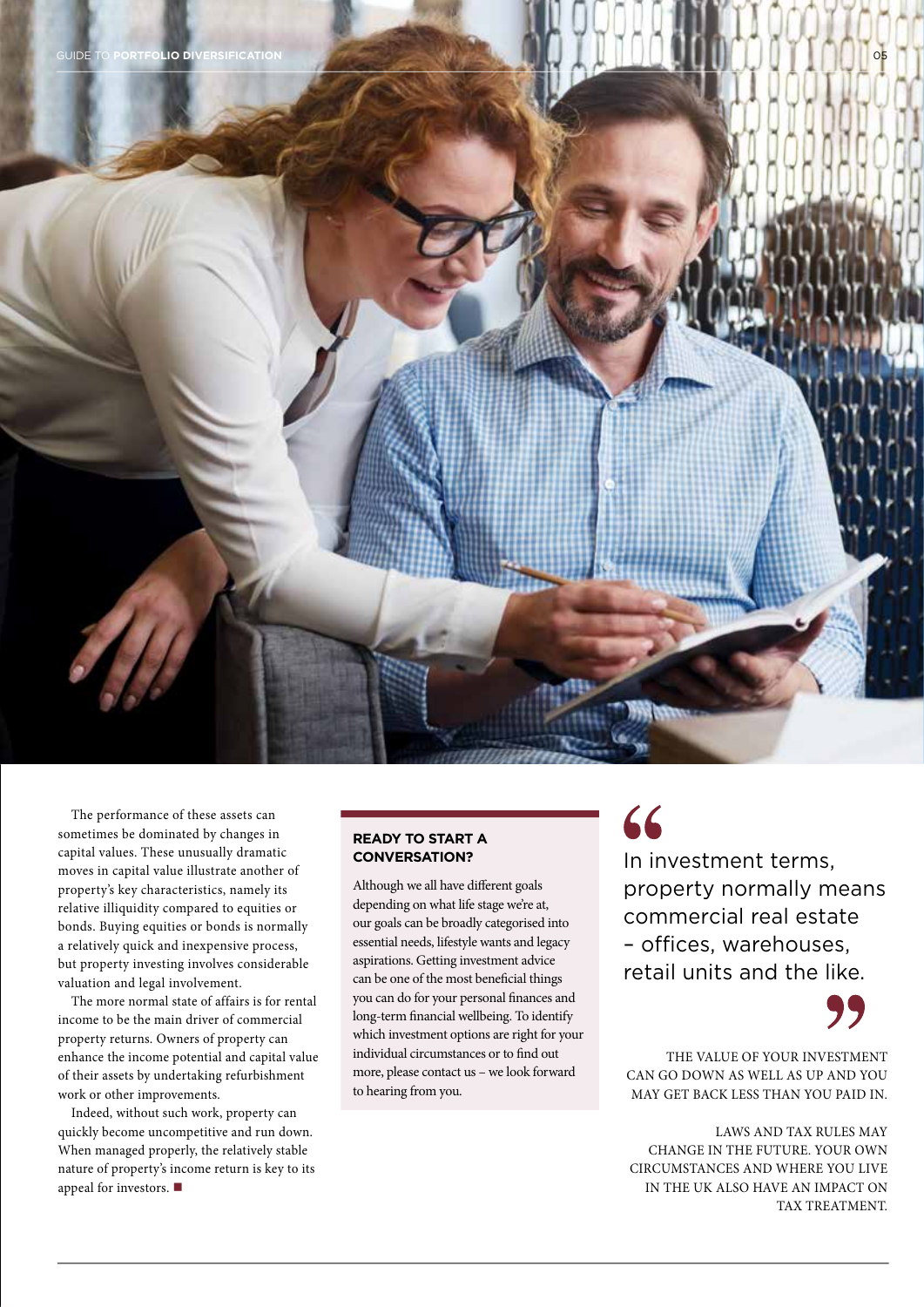The performance of these assets can sometimes be dominated by changes in capital values. These unusually dramatic moves in capital value illustrate another of property's key characteristics, namely its relative illiquidity compared to equities or bonds. Buying equities or bonds is normally a relatively quick and inexpensive process, but property investing involves considerable valuation and legal involvement.

The more normal state of affairs is for rental income to be the main driver of commercial property returns. Owners of property can enhance the income potential and capital value of their assets by undertaking refurbishment work or other improvements.

Indeed, without such work, property can quickly become uncompetitive and run down. When managed properly, the relatively stable nature of property's income return is key to its appeal for investors. ■

### READY TO START A CONVERSATION?

Although we all have different goals depending on what life stage we're at, our goals can be broadly categorised into essential needs, lifestyle wants and legacy aspirations. Getting investment advice can be one of the most beneficial things you can do for your personal finances and long-term financial wellbeing. To identify which investment options are right for your individual circumstances or to find out more, please contact us – we look forward to hearing from you.

> "In investment terms, property normally means commercial real estate – offices, warehouses, retail units and the like."

THE VALUE OF YOUR INVESTMENT CAN GO DOWN AS WELL AS UP AND YOU MAY GET BACK LESS THAN YOU PAID IN.

LAWS AND TAX RULES MAY CHANGE IN THE FUTURE. YOUR OWN CIRCUMSTANCES AND WHERE YOU LIVE IN THE UK ALSO HAVE AN IMPACT ON TAX TREATMENT.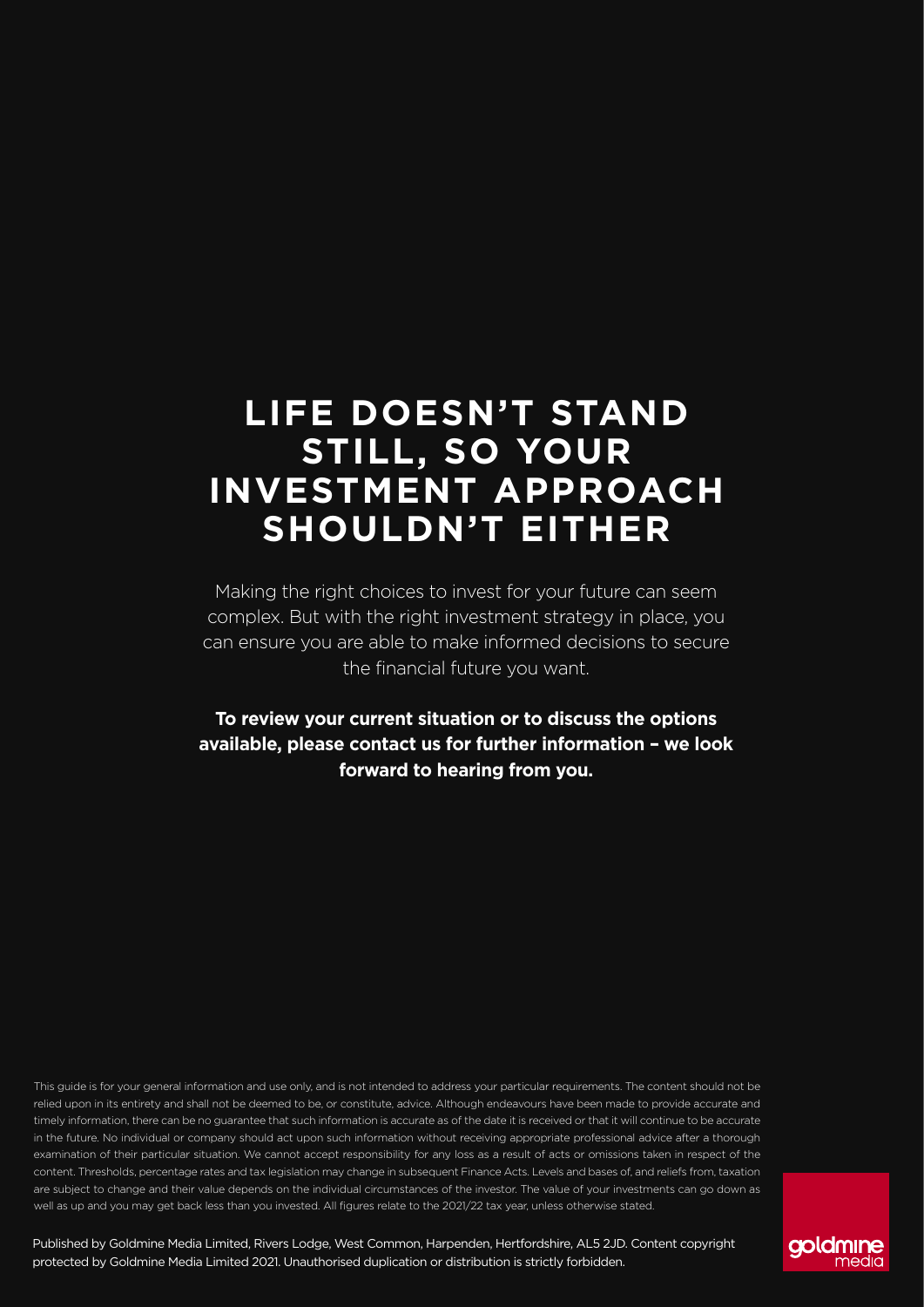# LIFE DOESN'T STAND STILL, SO YOUR INVESTMENT APPROACH SHOULDN'T EITHER

Making the right choices to invest for your future can seem complex. But with the right investment strategy in place, you can ensure you are able to make informed decisions to secure the financial future you want.

**To review your current situation or to discuss the options available, please contact us for further information – we look forward to hearing from you.**

This guide is for your general information and use only, and is not intended to address your particular requirements. The content should not be relied upon in its entirety and shall not be deemed to be, or constitute, advice. Although endeavours have been made to provide accurate and timely information, there can be no guarantee that such information is accurate as of the date it is received or that it will continue to be accurate in the future. No individual or company should act upon such information without receiving appropriate professional advice after a thorough examination of their particular situation. We cannot accept responsibility for any loss as a result of acts or omissions taken in respect of the content. Thresholds, percentage rates and tax legislation may change in subsequent Finance Acts. Levels and bases of, and reliefs from, taxation are subject to change and their value depends on the individual circumstances of the investor. The value of your investments can go down as well as up and you may get back less than you invested. All figures relate to the 2021/22 tax year, unless otherwise stated.

Published by Goldmine Media Limited, Rivers Lodge, West Common, Harpenden, Hertfordshire, AL5 2JD. Content copyright protected by Goldmine Media Limited 2021. Unauthorised duplication or distribution is strictly forbidden.

goldmine media